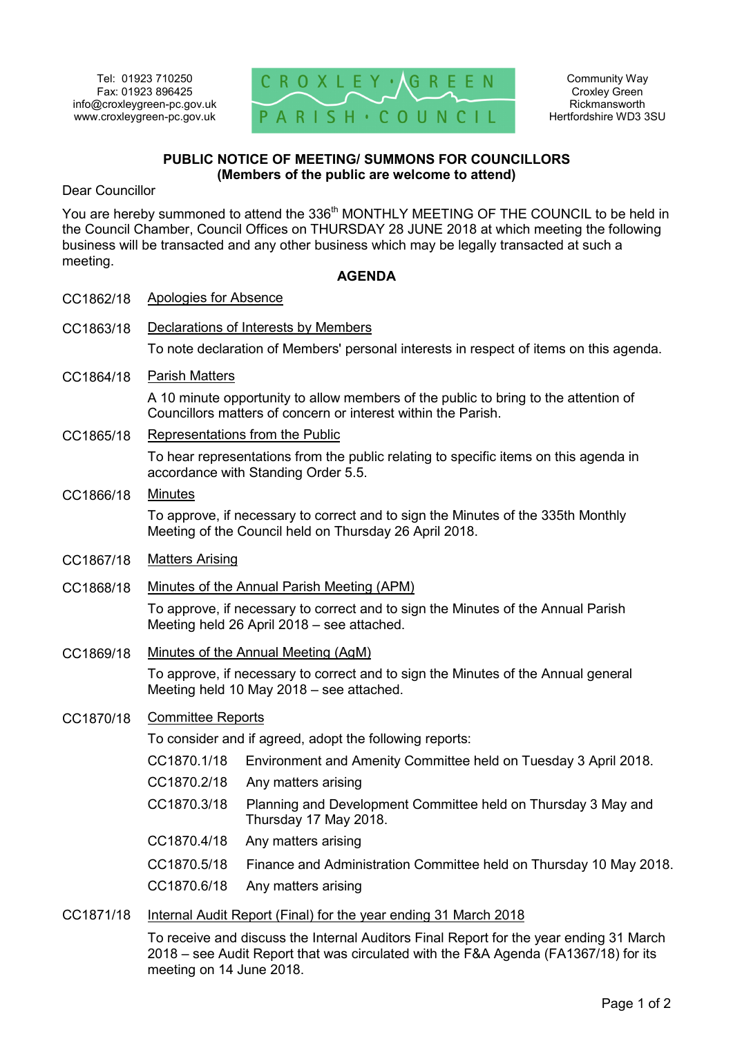Tel: 01923 710250
Fax: 01923 896425
info@croxleygreen-pc.gov.uk
www.croxleygreen-pc.gov.uk

CROXLEY GREEN PARISH COUNCIL

Community Way
Croxley Green
Rickmansworth
Hertfordshire WD3 3SU

**PUBLIC NOTICE OF MEETING/ SUMMONS FOR COUNCILLORS**
**(Members of the public are welcome to attend)**

Dear Councillor

You are hereby summoned to attend the 336th MONTHLY MEETING OF THE COUNCIL to be held in the Council Chamber, Council Offices on THURSDAY 28 JUNE 2018 at which meeting the following business will be transacted and any other business which may be legally transacted at such a meeting.

**AGENDA**

CC1862/18 Apologies for Absence

CC1863/18 Declarations of Interests by Members

To note declaration of Members' personal interests in respect of items on this agenda.

CC1864/18 Parish Matters

A 10 minute opportunity to allow members of the public to bring to the attention of Councillors matters of concern or interest within the Parish.

CC1865/18 Representations from the Public

To hear representations from the public relating to specific items on this agenda in accordance with Standing Order 5.5.

CC1866/18 Minutes

To approve, if necessary to correct and to sign the Minutes of the 335th Monthly Meeting of the Council held on Thursday 26 April 2018.

CC1867/18 Matters Arising

CC1868/18 Minutes of the Annual Parish Meeting (APM)

To approve, if necessary to correct and to sign the Minutes of the Annual Parish Meeting held 26 April 2018 – see attached.

CC1869/18 Minutes of the Annual Meeting (AgM)

To approve, if necessary to correct and to sign the Minutes of the Annual general Meeting held 10 May 2018 – see attached.

CC1870/18 Committee Reports

To consider and if agreed, adopt the following reports:

CC1870.1/18 Environment and Amenity Committee held on Tuesday 3 April 2018.

CC1870.2/18 Any matters arising

CC1870.3/18 Planning and Development Committee held on Thursday 3 May and Thursday 17 May 2018.

CC1870.4/18 Any matters arising

CC1870.5/18 Finance and Administration Committee held on Thursday 10 May 2018.

CC1870.6/18 Any matters arising

CC1871/18 Internal Audit Report (Final) for the year ending 31 March 2018

To receive and discuss the Internal Auditors Final Report for the year ending 31 March 2018 – see Audit Report that was circulated with the F&A Agenda (FA1367/18) for its meeting on 14 June 2018.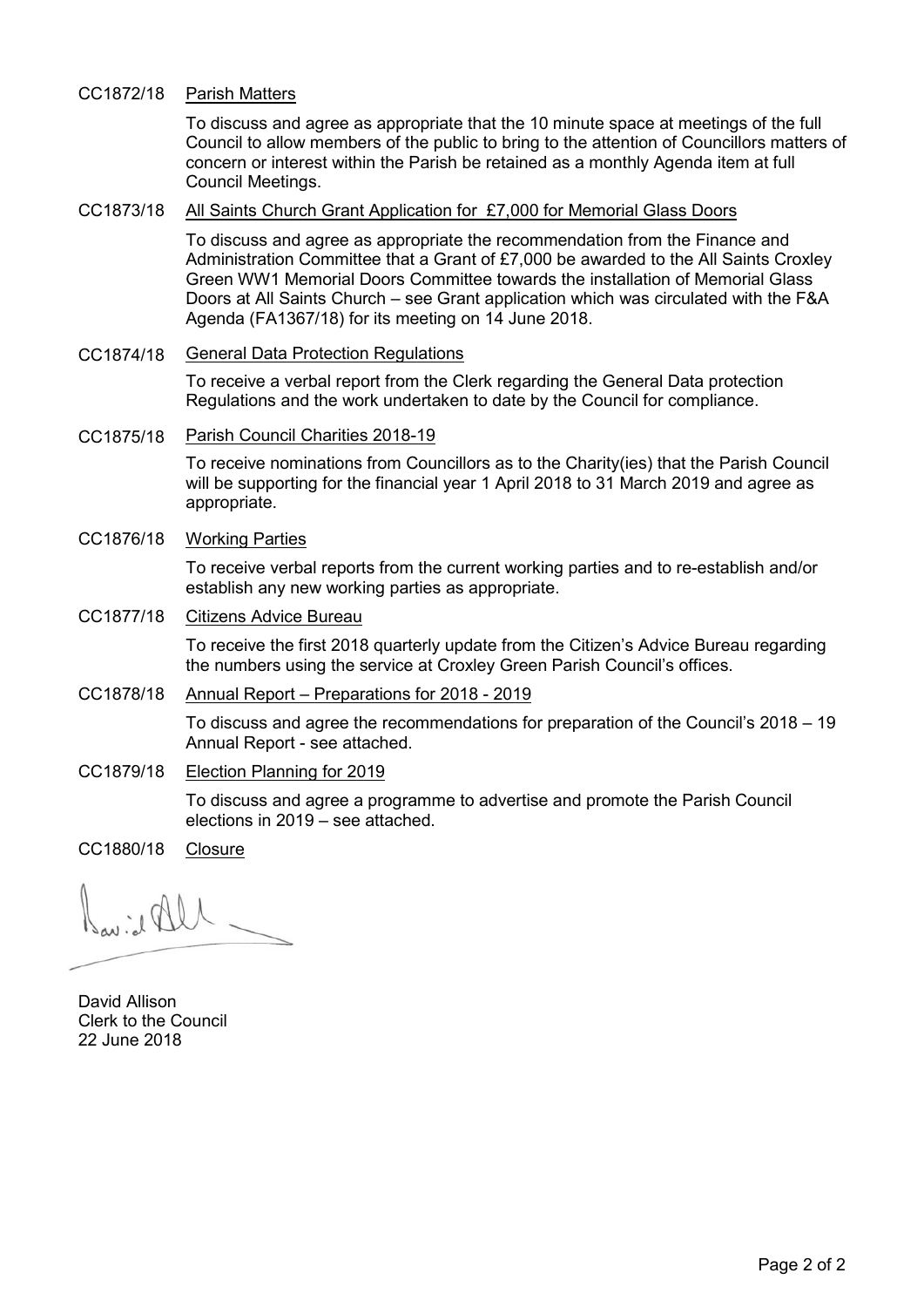CC1872/18 Parish Matters

To discuss and agree as appropriate that the 10 minute space at meetings of the full Council to allow members of the public to bring to the attention of Councillors matters of concern or interest within the Parish be retained as a monthly Agenda item at full Council Meetings.

CC1873/18 All Saints Church Grant Application for £7,000 for Memorial Glass Doors

To discuss and agree as appropriate the recommendation from the Finance and Administration Committee that a Grant of £7,000 be awarded to the All Saints Croxley Green WW1 Memorial Doors Committee towards the installation of Memorial Glass Doors at All Saints Church – see Grant application which was circulated with the F&A Agenda (FA1367/18) for its meeting on 14 June 2018.

CC1874/18 General Data Protection Regulations

To receive a verbal report from the Clerk regarding the General Data protection Regulations and the work undertaken to date by the Council for compliance.

CC1875/18 Parish Council Charities 2018-19

To receive nominations from Councillors as to the Charity(ies) that the Parish Council will be supporting for the financial year 1 April 2018 to 31 March 2019 and agree as appropriate.

CC1876/18 Working Parties

To receive verbal reports from the current working parties and to re-establish and/or establish any new working parties as appropriate.

CC1877/18 Citizens Advice Bureau

To receive the first 2018 quarterly update from the Citizen's Advice Bureau regarding the numbers using the service at Croxley Green Parish Council's offices.

CC1878/18 Annual Report – Preparations for 2018 - 2019

To discuss and agree the recommendations for preparation of the Council's 2018 – 19 Annual Report - see attached.

CC1879/18 Election Planning for 2019

To discuss and agree a programme to advertise and promote the Parish Council elections in 2019 – see attached.

CC1880/18 Closure

David Allison
Clerk to the Council
22 June 2018